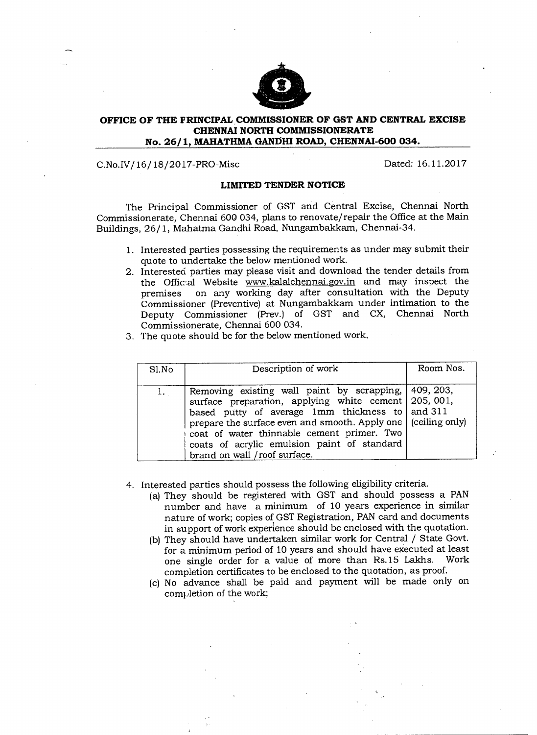**OFFICE OF THE PRINCIPAL COMMISSIONER OF GST AND CENTRAL EXCISE**
**CHENNAI NORTH COMMISSIONERATE**
**No. 26/1, MAHATHMA GANDHI ROAD, CHENNAI-600 034.**

C.No.IV/16/18/2017-PRO-Misc Dated: 16.11.2017

**LIMITED TENDER NOTICE**

The Principal Commissioner of GST and Central Excise, Chennai North Commissionerate, Chennai 600 034, plans to renovate/repair the Office at the Main Buildings, 26/1, Mahatma Gandhi Road, Nungambakkam, Chennai-34.

1. Interested parties possessing the requirements as under may submit their quote to undertake the below mentioned work.
2. Interested parties may please visit and download the tender details from the Official Website www.kalalchennai.gov.in and may inspect the premises on any working day after consultation with the Deputy Commissioner (Preventive) at Nungambakkam under intimation to the Deputy Commissioner (Prev.) of GST and CX, Chennai North Commissionerate, Chennai 600 034.
3. The quote should be for the below mentioned work.

| Sl.No | Description of work | Room Nos. |
|---|---|---|
| 1. | Removing existing wall paint by scrapping, surface preparation, applying white cement based putty of average 1mm thickness to prepare the surface even and smooth. Apply one coat of water thinnable cement primer. Two coats of acrylic emulsion paint of standard brand on wall /roof surface. | 409, 203, 205, 001, and 311 (ceiling only) |

4. Interested parties should possess the following eligibility criteria.
   (a) They should be registered with GST and should possess a PAN number and have a minimum of 10 years experience in similar nature of work; copies of GST Registration, PAN card and documents in support of work experience should be enclosed with the quotation.
   (b) They should have undertaken similar work for Central / State Govt. for a minimum period of 10 years and should have executed at least one single order for a value of more than Rs.15 Lakhs. Work completion certificates to be enclosed to the quotation, as proof.
   (c) No advance shall be paid and payment will be made only on completion of the work;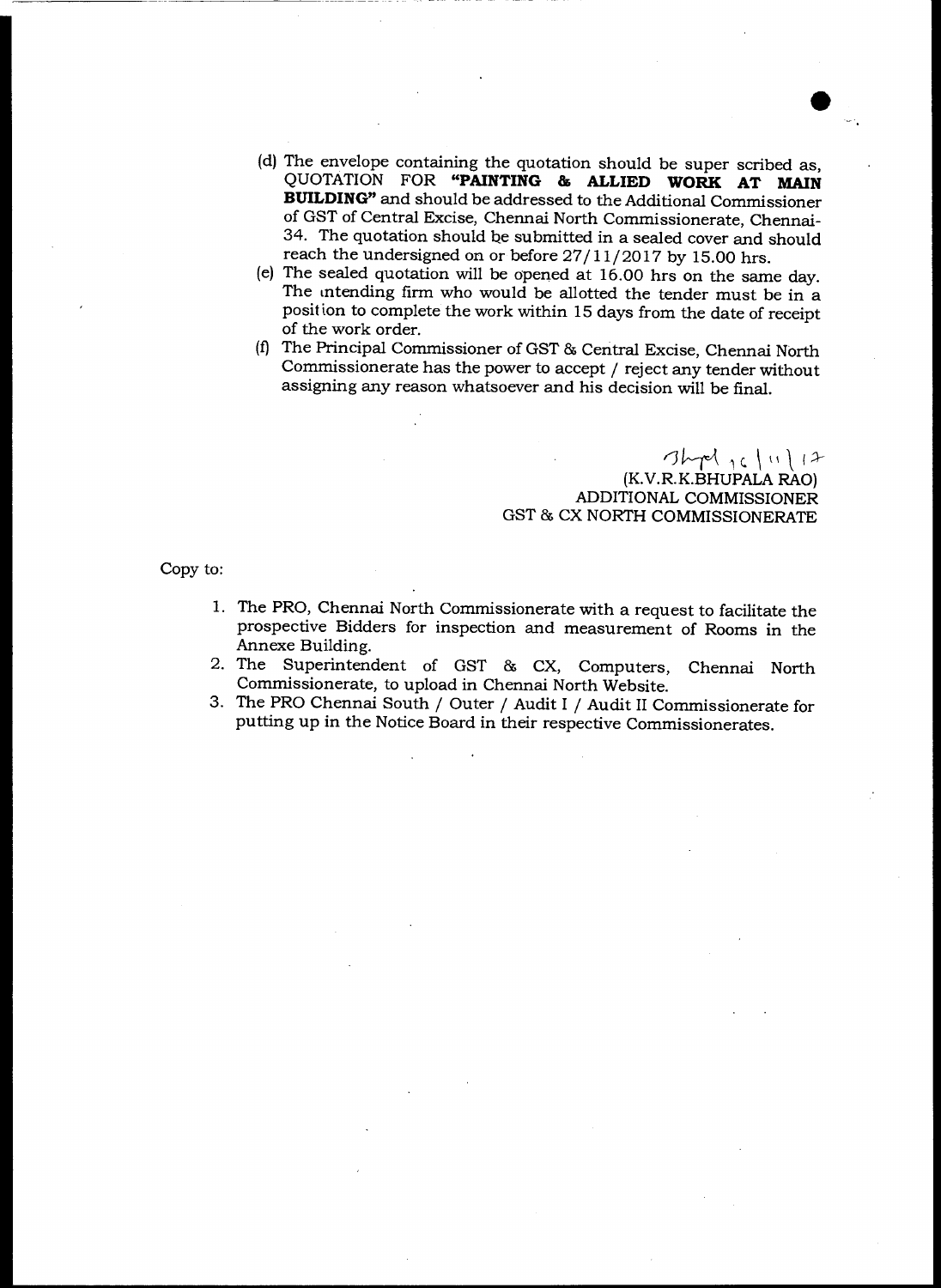(d) The envelope containing the quotation should be super scribed as, QUOTATION FOR **"PAINTING & ALLIED WORK AT MAIN BUILDING"** and should be addressed to the Additional Commissioner of GST of Central Excise, Chennai North Commissionerate, Chennai-34. The quotation should be submitted in a sealed cover and should reach the undersigned on or before 27/11/2017 by 15.00 hrs.

(e) The sealed quotation will be opened at 16.00 hrs on the same day. The intending firm who would be allotted the tender must be in a position to complete the work within 15 days from the date of receipt of the work order.

(f) The Principal Commissioner of GST & Central Excise, Chennai North Commissionerate has the power to accept / reject any tender without assigning any reason whatsoever and his decision will be final.

16/11/17

(K.V.R.K.BHUPALA RAO)
ADDITIONAL COMMISSIONER
GST & CX NORTH COMMISSIONERATE

Copy to:

1. The PRO, Chennai North Commissionerate with a request to facilitate the prospective Bidders for inspection and measurement of Rooms in the Annexe Building.
2. The Superintendent of GST & CX, Computers, Chennai North Commissionerate, to upload in Chennai North Website.
3. The PRO Chennai South / Outer / Audit I / Audit II Commissionerate for putting up in the Notice Board in their respective Commissionerates.